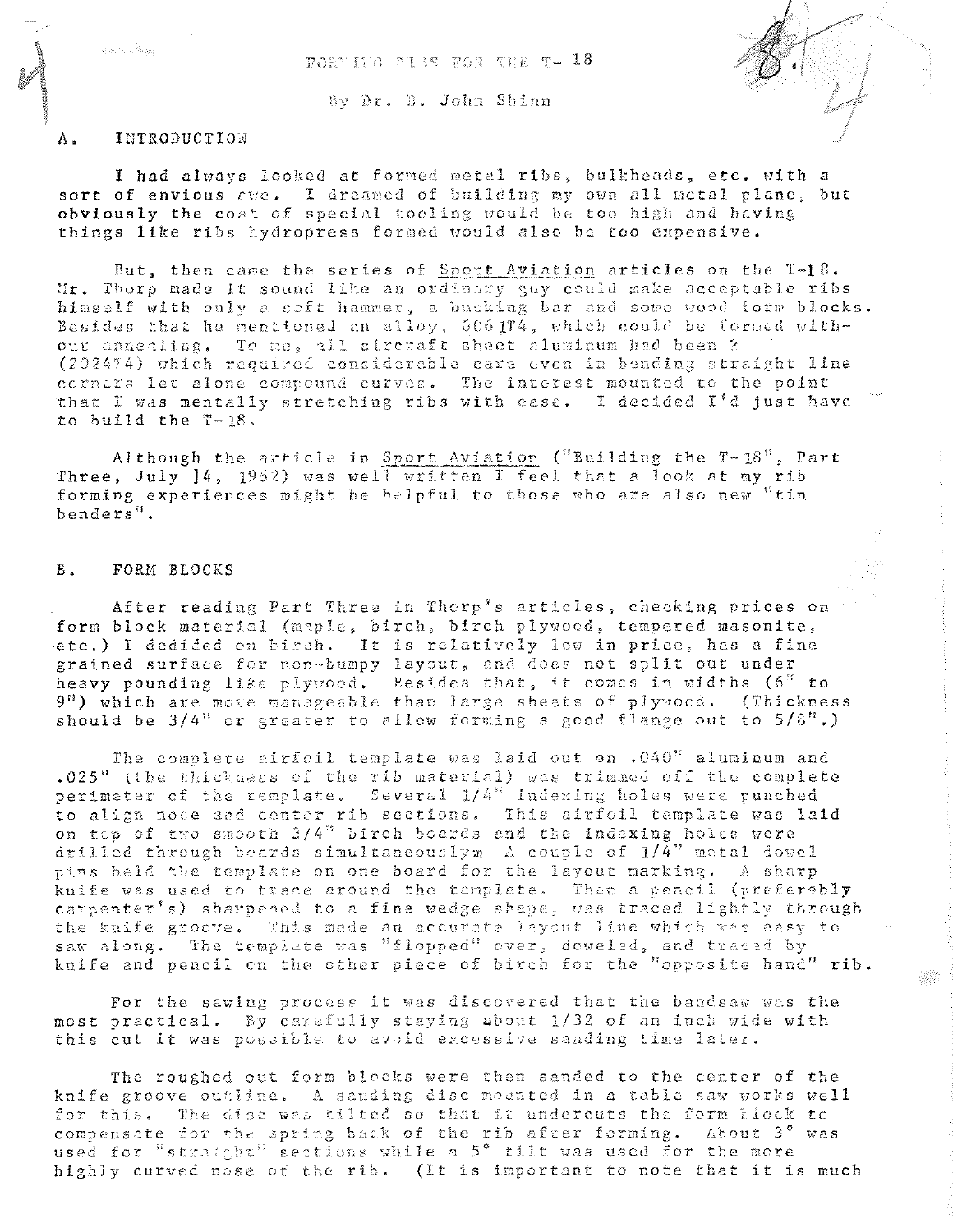# FORMING RIBS FOR THE T-18

By Dr. B. John Shinn

## A. INTRODUCTION

I had always looked at formed metal ribs, bulkheads, etc. with a sort of envious awe. I dreamed of building my own all metal plane, but obviously the cost of special tooling would be too high and having things like ribs hydropress formed would also be too expensive.

But, then came the series of Sport Aviation articles on the T-18. Mr. Thorp made it sound like an ordinary guy could make acceptable ribs himself with only a soft hammer, a bucking bar and some wood form blocks. Besides that he mentioned an alloy, 6061T4, which could be formed without annealing. To me, all aircraft sheet aluminum had been ? (2024T4) which required considerable care even in bending straight line corners let alone compound curves. The interest mounted to the point that I was mentally stretching ribs with ease. I decided I'd just have to build the T-18.

Although the article in Sport Aviation ("Building the T-18", Part Three, July 14, 1962) was well written I feel that a look at my rib forming experiences might be helpful to those who are also new "tin benders".

## B. FORM BLOCKS

After reading Part Three in Thorp's articles, checking prices on form block material (maple, birch, birch plywood, tempered masonite, etc.) I dedided on birch. It is relatively low in price, has a fine grained surface for non-bumpy layout, and does not split out under heavy pounding like plywood. Besides that, it comes in widths (6" to 9") which are more manageable than large sheets of plywood. (Thickness should be 3/4" or greater to allow forming a good flange out to 5/8".)

The complete airfoil template was laid out on .040" aluminum and .025" (the thickness of the rib material) was trimmed off the complete perimeter of the template. Several 1/4" indexing holes were punched to align nose and center rib sections. This airfoil template was laid on top of two smooth 3/4" birch boards and the indexing holes were drilled through boards simultaneouslym A couple of 1/4" metal dowel pins held the template on one board for the layout marking. A sharp knife was used to trace around the template. Then a pencil (preferably carpenter's) sharpened to a fine wedge shape, was traced lightly through the knife groove. This made an accurate layout line which was easy to saw along. The template was "flopped" over, doweled, and traced by knife and pencil on the other piece of birch for the "opposite hand" rib.

For the sawing process it was discovered that the bandsaw was the most practical. By carefully staying about 1/32 of an inch wide with this cut it was possible to avoid excessive sanding time later.

The roughed out form blocks were then sanded to the center of the knife groove outline. A sanding disc mounted in a table saw works well for this. The disc was tilted so that it undercuts the form block to compensate for the spring back of the rib after forming. About 3° was used for "straight" sections while a 5° tilt was used for the more highly curved nose of the rib. (It is important to note that it is much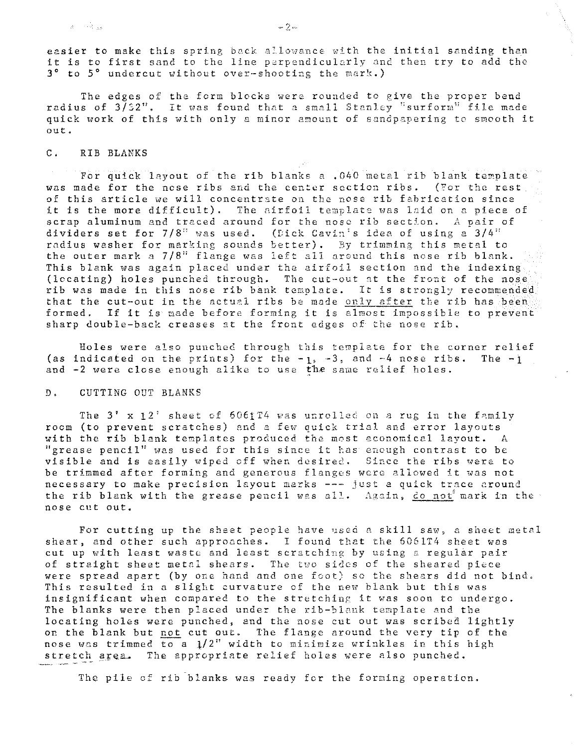easier to make this spring back allowance with the initial sanding than it is to first sand to the line perpendicularly and then try to add the 3° to 5° undercut without over-shooting the mark.)

The edges of the form blocks were rounded to give the proper bend radius of 3/32". It was found that a small Stanley "surform" file made quick work of this with only a minor amount of sandpapering to smooth it out.

## C. RIB BLANKS

For quick layout of the rib blanks a .040 metal rib blank template was made for the nose ribs and the center section ribs. (For the rest of this article we will concentrate on the nose rib fabrication since it is the more difficult). The airfoil template was laid on a piece of scrap aluminum and traced around for the nose rib section. A pair of dividers set for 7/8" was used. (Dick Cavin's idea of using a 3/4" radius washer for marking sounds better). By trimming this metal to the outer mark a 7/8" flange was left all around this nose rib blank. This blank was again placed under the airfoil section and the indexing (locating) holes punched through. The cut-out at the front of the nose rib was made in this nose rib bank template. It is strongly recommended that the cut-out in the actual ribs be made <u>only after</u> the rib has been formed. If it is made before forming it is almost impossible to prevent sharp double-back creases at the front edges of the nose rib.

Holes were also punched through this template for the corner relief (as indicated on the prints) for the -1, -3, and -4 nose ribs. The -1 and -2 were close enough alike to use the same relief holes.

## D. CUTTING OUT BLANKS

The 3' x 12' sheet of 6061T4 was unrolled on a rug in the family room (to prevent scratches) and a few quick trial and error layouts with the rib blank templates produced the most economical layout. A "grease pencil" was used for this since it has enough contrast to be visible and is easily wiped off when desired. Since the ribs were to be trimmed after forming and generous flanges were allowed it was not necessary to make precision layout marks --- just a quick trace around the rib blank with the grease pencil was all. Again, <u>do not</u> mark in the nose cut out.

For cutting up the sheet people have used a skill saw, a sheet metal shear, and other such approaches. I found that the 6061T4 sheet was cut up with least waste and least scratching by using a regular pair of straight sheet metal shears. The two sides of the sheared piece were spread apart (by one hand and one foot) so the shears did not bind. This resulted in a slight curvature of the new blank but this was insignificant when compared to the stretching it was soon to undergo. The blanks were then placed under the rib-blank template and the locating holes were punched, and the nose cut out was scribed lightly on the blank but <u>not</u> cut out. The flange around the very tip of the nose was trimmed to a 1/2" width to minimize wrinkles in this high stretch area. The appropriate relief holes were also punched.

The pile of rib blanks was ready for the forming operation.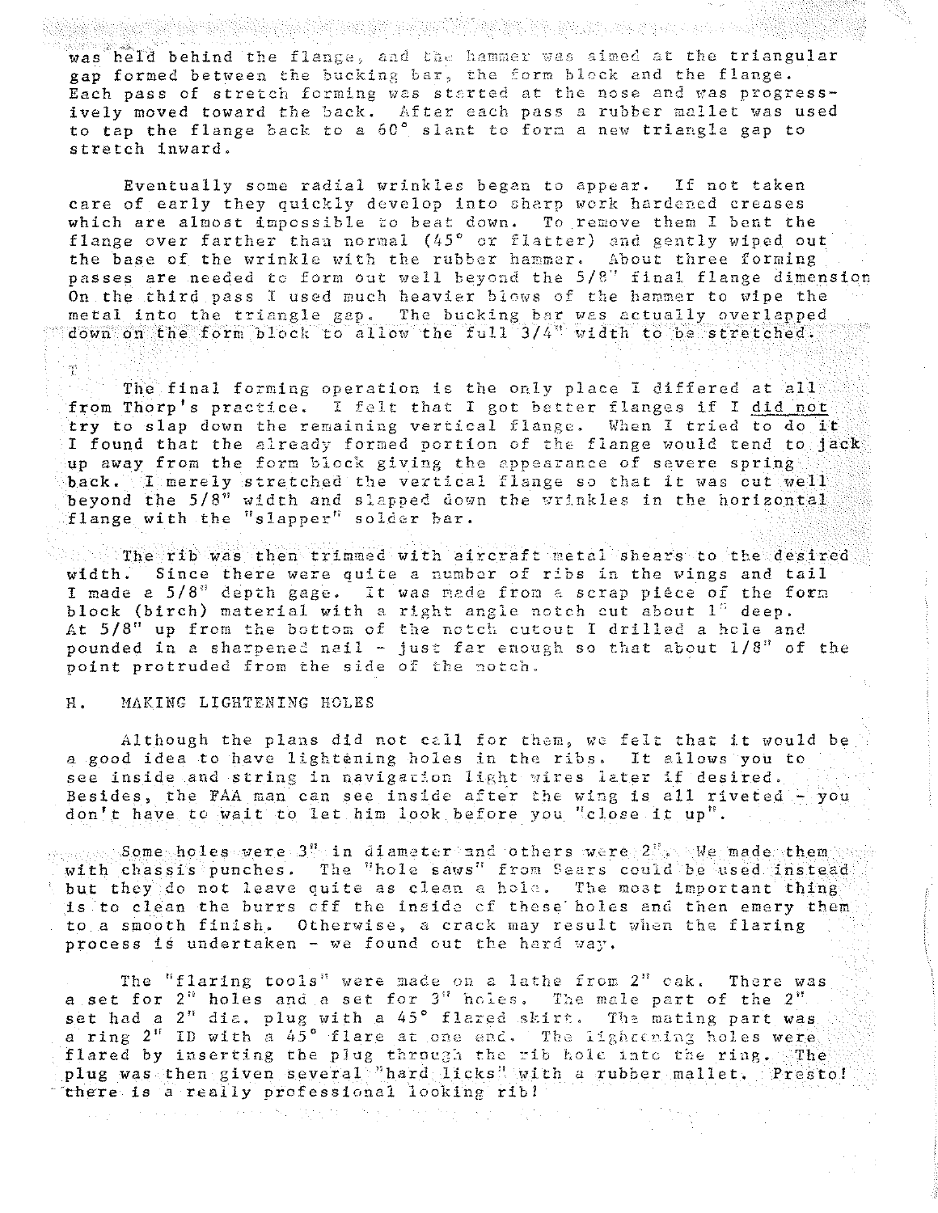was held behind the flange, and the hammer was aimed at the triangular gap formed between the bucking bar, the form block and the flange. Each pass of stretch forming was started at the nose and was progressively moved toward the back. After each pass a rubber mallet was used to tap the flange back to a 60° slant to form a new triangle gap to stretch inward.

Eventually some radial wrinkles began to appear. If not taken care of early they quickly develop into sharp work hardened creases which are almost impossible to beat down. To remove them I bent the flange over farther than normal (45° or flatter) and gently wiped out the base of the wrinkle with the rubber hammer. About three forming passes are needed to form out well beyond the 5/8" final flange dimension On the third pass I used much heavier blows of the hammer to wipe the metal into the triangle gap. The bucking bar was actually overlapped down on the form block to allow the full 3/4" width to be stretched.

The final forming operation is the only place I differed at all from Thorp's practice. I felt that I got better flanges if I <u>did not</u> try to slap down the remaining vertical flange. When I tried to do it I found that the already formed portion of the flange would tend to jack up away from the form block giving the appearance of severe spring back. I merely stretched the vertical flange so that it was out well beyond the 5/8" width and slapped down the wrinkles in the horizontal flange with the "slapper" solder bar.

The rib was then trimmed with aircraft metal shears to the desired width. Since there were quite a number of ribs in the wings and tail I made a 5/8" depth gage. It was made from a scrap piece of the form block (birch) material with a right angle notch cut about 1" deep. At 5/8" up from the bottom of the notch cutout I drilled a hole and pounded in a sharpened nail - just far enough so that about 1/8" of the point protruded from the side of the notch.

## H. MAKING LIGHTENING HOLES

Although the plans did not call for them, we felt that it would be a good idea to have lightening holes in the ribs. It allows you to see inside and string in navigation light wires later if desired. Besides, the FAA man can see inside after the wing is all riveted - you don't have to wait to let him look before you "close it up".

Some holes were 3" in diameter and others were 2". We made them with chassis punches. The "hole saws" from Sears could be used instead but they do not leave quite as clean a hole. The most important thing is to clean the burrs off the inside of these holes and then emery them to a smooth finish. Otherwise, a crack may result when the flaring process is undertaken - we found out the hard way.

The "flaring tools" were made on a lathe from 2" oak. There was a set for 2" holes and a set for 3" holes. The male part of the 2" set had a 2" dia. plug with a 45° flared skirt. The mating part was a ring 2" ID with a 45° flare at one end. The lightening holes were flared by inserting the plug through the rib hole into the ring. The plug was then given several "hard licks" with a rubber mallet. Presto! there is a really professional looking rib!